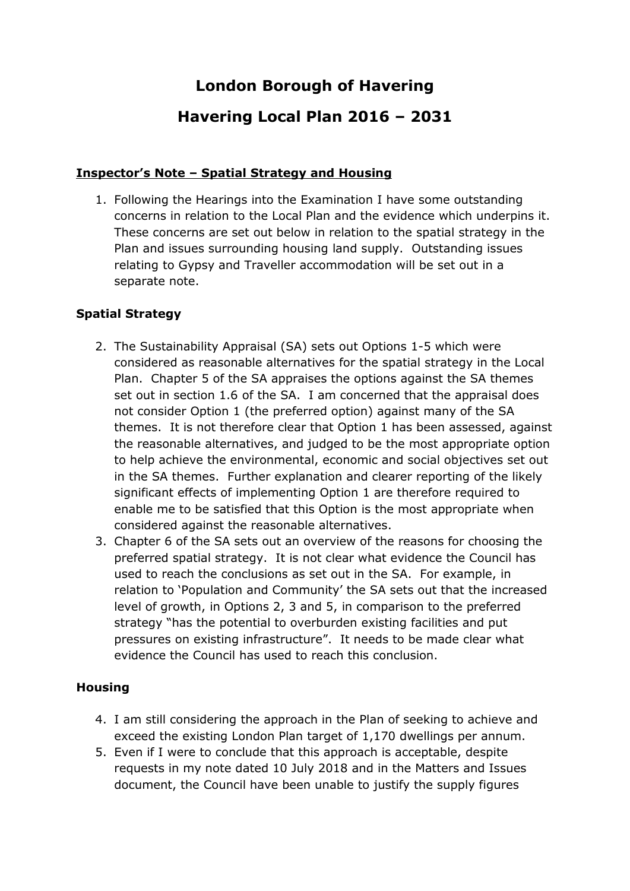# London Borough of Havering

# Havering Local Plan 2016 – 2031

### **Inspector's Note – Spatial Strategy and Housing**

1. Following the Hearings into the Examination I have some outstanding concerns in relation to the Local Plan and the evidence which underpins it. These concerns are set out below in relation to the spatial strategy in the Plan and issues surrounding housing land supply. Outstanding issues relating to Gypsy and Traveller accommodation will be set out in a separate note.

### Spatial Strategy

2. The Sustainability Appraisal (SA) sets out Options 1-5 which were considered as reasonable alternatives for the spatial strategy in the Local Plan. Chapter 5 of the SA appraises the options against the SA themes set out in section 1.6 of the SA. I am concerned that the appraisal does not consider Option 1 (the preferred option) against many of the SA themes. It is not therefore clear that Option 1 has been assessed, against the reasonable alternatives, and judged to be the most appropriate option to help achieve the environmental, economic and social objectives set out in the SA themes. Further explanation and clearer reporting of the likely significant effects of implementing Option 1 are therefore required to enable me to be satisfied that this Option is the most appropriate when considered against the reasonable alternatives.
3. Chapter 6 of the SA sets out an overview of the reasons for choosing the preferred spatial strategy. It is not clear what evidence the Council has used to reach the conclusions as set out in the SA. For example, in relation to 'Population and Community' the SA sets out that the increased level of growth, in Options 2, 3 and 5, in comparison to the preferred strategy "has the potential to overburden existing facilities and put pressures on existing infrastructure". It needs to be made clear what evidence the Council has used to reach this conclusion.

### Housing

4. I am still considering the approach in the Plan of seeking to achieve and exceed the existing London Plan target of 1,170 dwellings per annum.
5. Even if I were to conclude that this approach is acceptable, despite requests in my note dated 10 July 2018 and in the Matters and Issues document, the Council have been unable to justify the supply figures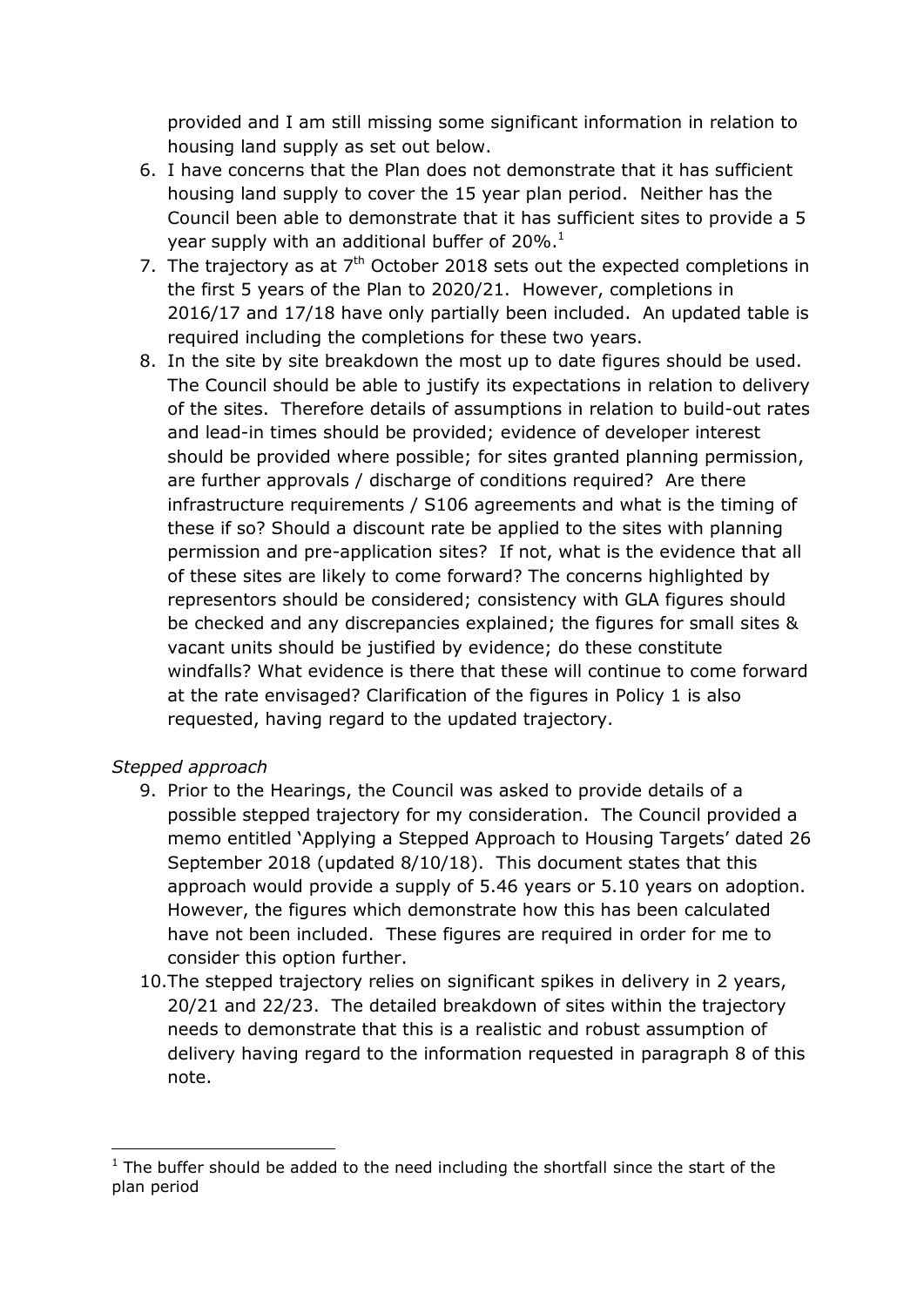provided and I am still missing some significant information in relation to housing land supply as set out below.

6. I have concerns that the Plan does not demonstrate that it has sufficient housing land supply to cover the 15 year plan period. Neither has the Council been able to demonstrate that it has sufficient sites to provide a 5 year supply with an additional buffer of 20%.[1]
7. The trajectory as at 7th October 2018 sets out the expected completions in the first 5 years of the Plan to 2020/21. However, completions in 2016/17 and 17/18 have only partially been included. An updated table is required including the completions for these two years.
8. In the site by site breakdown the most up to date figures should be used. The Council should be able to justify its expectations in relation to delivery of the sites. Therefore details of assumptions in relation to build-out rates and lead-in times should be provided; evidence of developer interest should be provided where possible; for sites granted planning permission, are further approvals / discharge of conditions required? Are there infrastructure requirements / S106 agreements and what is the timing of these if so? Should a discount rate be applied to the sites with planning permission and pre-application sites? If not, what is the evidence that all of these sites are likely to come forward? The concerns highlighted by representors should be considered; consistency with GLA figures should be checked and any discrepancies explained; the figures for small sites & vacant units should be justified by evidence; do these constitute windfalls? What evidence is there that these will continue to come forward at the rate envisaged? Clarification of the figures in Policy 1 is also requested, having regard to the updated trajectory.

*Stepped approach*

9. Prior to the Hearings, the Council was asked to provide details of a possible stepped trajectory for my consideration. The Council provided a memo entitled 'Applying a Stepped Approach to Housing Targets' dated 26 September 2018 (updated 8/10/18). This document states that this approach would provide a supply of 5.46 years or 5.10 years on adoption. However, the figures which demonstrate how this has been calculated have not been included. These figures are required in order for me to consider this option further.
10. The stepped trajectory relies on significant spikes in delivery in 2 years, 20/21 and 22/23. The detailed breakdown of sites within the trajectory needs to demonstrate that this is a realistic and robust assumption of delivery having regard to the information requested in paragraph 8 of this note.

---

[1] The buffer should be added to the need including the shortfall since the start of the plan period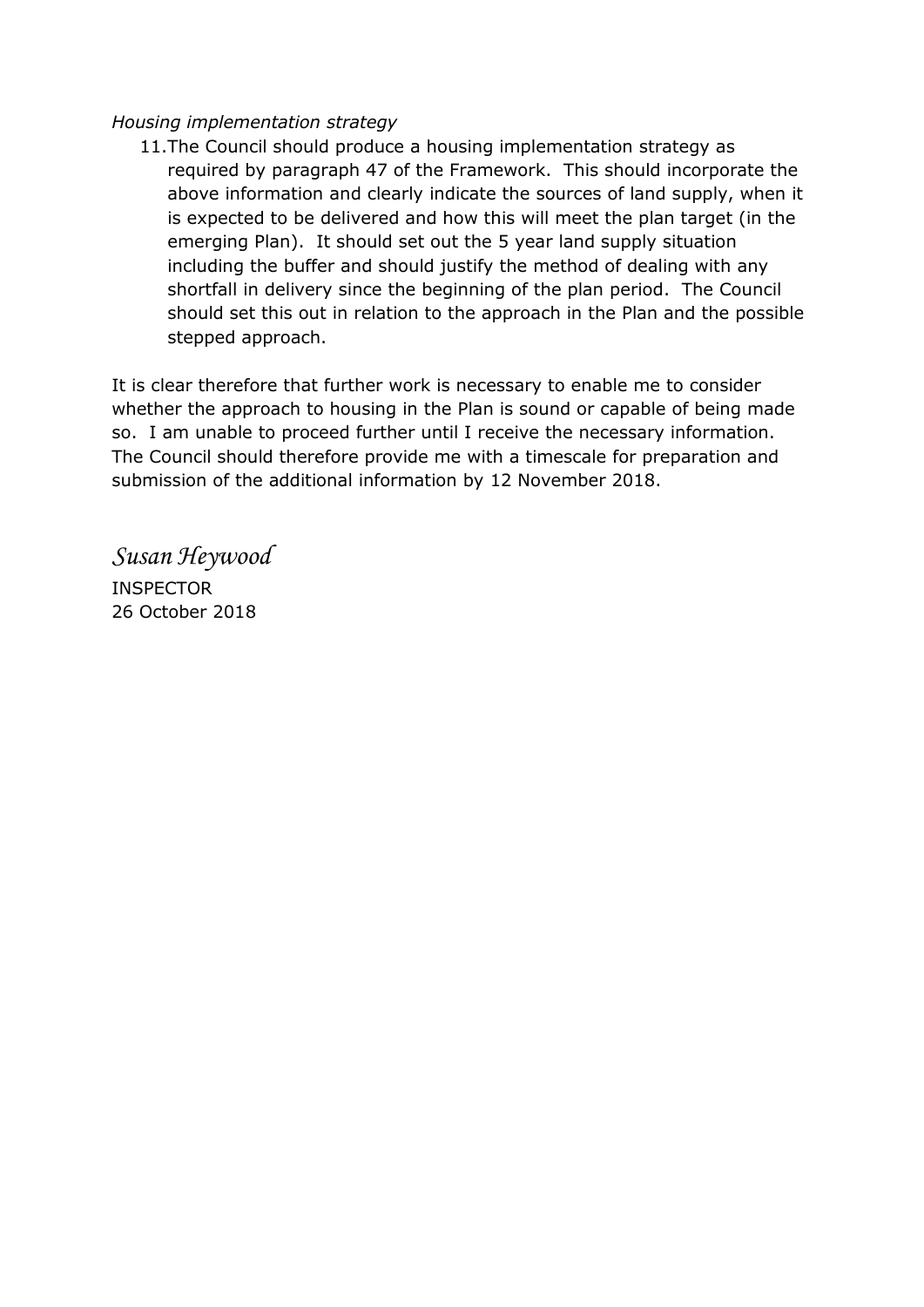*Housing implementation strategy*

11. The Council should produce a housing implementation strategy as required by paragraph 47 of the Framework. This should incorporate the above information and clearly indicate the sources of land supply, when it is expected to be delivered and how this will meet the plan target (in the emerging Plan). It should set out the 5 year land supply situation including the buffer and should justify the method of dealing with any shortfall in delivery since the beginning of the plan period. The Council should set this out in relation to the approach in the Plan and the possible stepped approach.

It is clear therefore that further work is necessary to enable me to consider whether the approach to housing in the Plan is sound or capable of being made so. I am unable to proceed further until I receive the necessary information. The Council should therefore provide me with a timescale for preparation and submission of the additional information by 12 November 2018.

*Susan Heywood*

INSPECTOR

26 October 2018